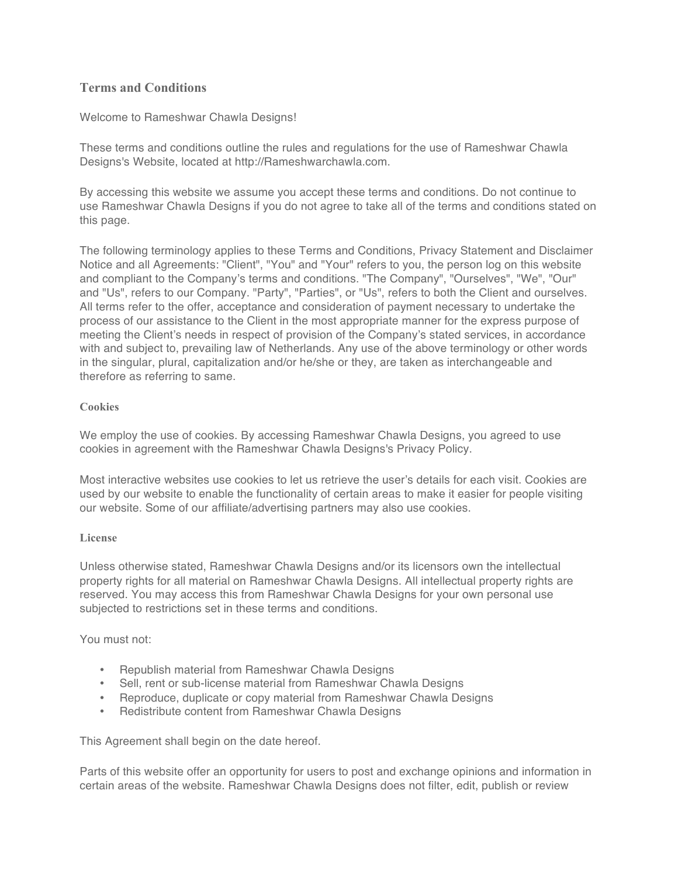## Terms and Conditions

Welcome to Rameshwar Chawla Designs!

These terms and conditions outline the rules and regulations for the use of Rameshwar Chawla Designs's Website, located at http://Rameshwarchawla.com.

By accessing this website we assume you accept these terms and conditions. Do not continue to use Rameshwar Chawla Designs if you do not agree to take all of the terms and conditions stated on this page.

The following terminology applies to these Terms and Conditions, Privacy Statement and Disclaimer Notice and all Agreements: "Client", "You" and "Your" refers to you, the person log on this website and compliant to the Company's terms and conditions. "The Company", "Ourselves", "We", "Our" and "Us", refers to our Company. "Party", "Parties", or "Us", refers to both the Client and ourselves. All terms refer to the offer, acceptance and consideration of payment necessary to undertake the process of our assistance to the Client in the most appropriate manner for the express purpose of meeting the Client's needs in respect of provision of the Company's stated services, in accordance with and subject to, prevailing law of Netherlands. Any use of the above terminology or other words in the singular, plural, capitalization and/or he/she or they, are taken as interchangeable and therefore as referring to same.

### Cookies

We employ the use of cookies. By accessing Rameshwar Chawla Designs, you agreed to use cookies in agreement with the Rameshwar Chawla Designs's Privacy Policy.

Most interactive websites use cookies to let us retrieve the user's details for each visit. Cookies are used by our website to enable the functionality of certain areas to make it easier for people visiting our website. Some of our affiliate/advertising partners may also use cookies.

### License

Unless otherwise stated, Rameshwar Chawla Designs and/or its licensors own the intellectual property rights for all material on Rameshwar Chawla Designs. All intellectual property rights are reserved. You may access this from Rameshwar Chawla Designs for your own personal use subjected to restrictions set in these terms and conditions.

You must not:

- Republish material from Rameshwar Chawla Designs
- Sell, rent or sub-license material from Rameshwar Chawla Designs
- Reproduce, duplicate or copy material from Rameshwar Chawla Designs
- Redistribute content from Rameshwar Chawla Designs

This Agreement shall begin on the date hereof.

Parts of this website offer an opportunity for users to post and exchange opinions and information in certain areas of the website. Rameshwar Chawla Designs does not filter, edit, publish or review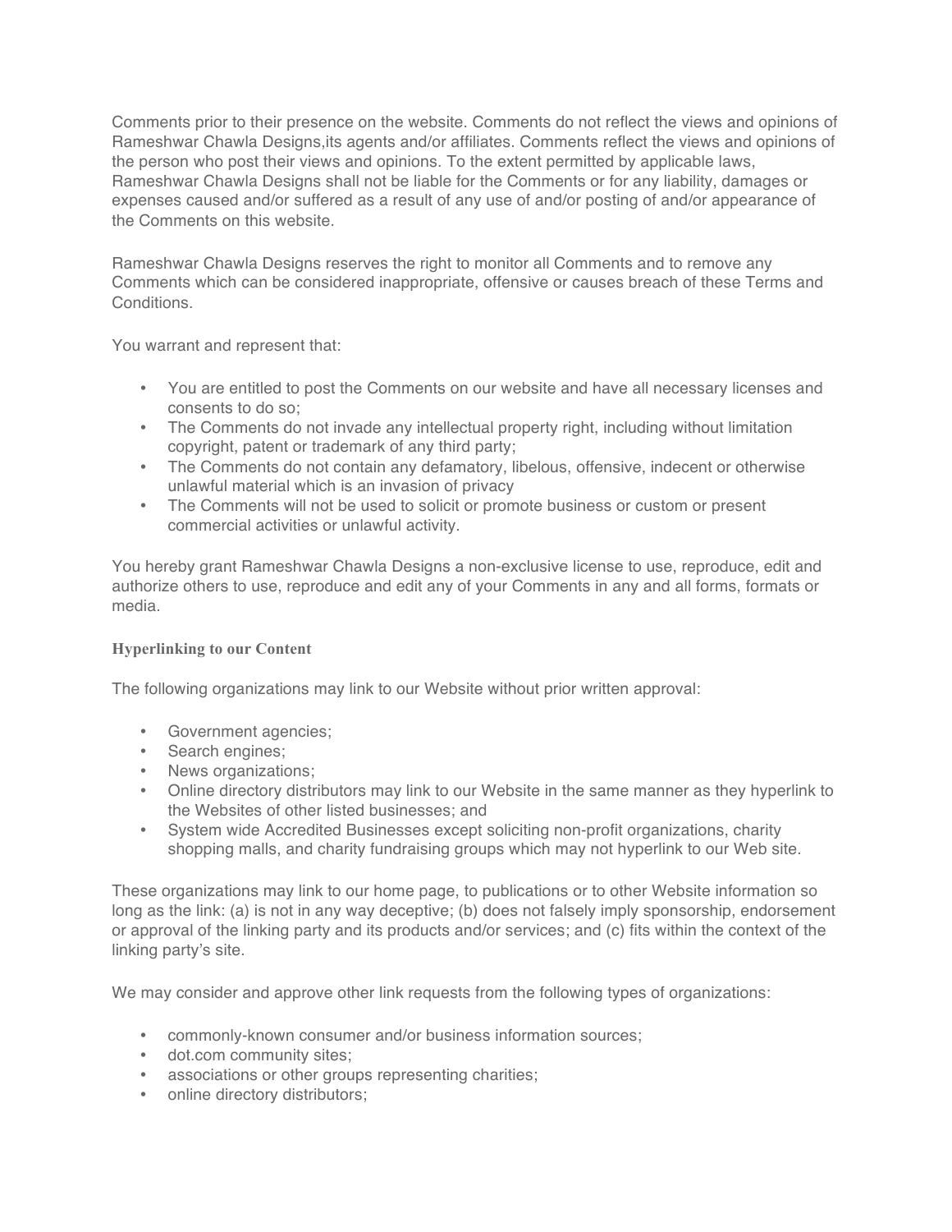Comments prior to their presence on the website. Comments do not reflect the views and opinions of Rameshwar Chawla Designs,its agents and/or affiliates. Comments reflect the views and opinions of the person who post their views and opinions. To the extent permitted by applicable laws, Rameshwar Chawla Designs shall not be liable for the Comments or for any liability, damages or expenses caused and/or suffered as a result of any use of and/or posting of and/or appearance of the Comments on this website.

Rameshwar Chawla Designs reserves the right to monitor all Comments and to remove any Comments which can be considered inappropriate, offensive or causes breach of these Terms and Conditions.

You warrant and represent that:

- You are entitled to post the Comments on our website and have all necessary licenses and consents to do so;
- The Comments do not invade any intellectual property right, including without limitation copyright, patent or trademark of any third party;
- The Comments do not contain any defamatory, libelous, offensive, indecent or otherwise unlawful material which is an invasion of privacy
- The Comments will not be used to solicit or promote business or custom or present commercial activities or unlawful activity.

You hereby grant Rameshwar Chawla Designs a non-exclusive license to use, reproduce, edit and authorize others to use, reproduce and edit any of your Comments in any and all forms, formats or media.

### Hyperlinking to our Content

The following organizations may link to our Website without prior written approval:

- Government agencies;
- Search engines;
- News organizations;
- Online directory distributors may link to our Website in the same manner as they hyperlink to the Websites of other listed businesses; and
- System wide Accredited Businesses except soliciting non-profit organizations, charity shopping malls, and charity fundraising groups which may not hyperlink to our Web site.

These organizations may link to our home page, to publications or to other Website information so long as the link: (a) is not in any way deceptive; (b) does not falsely imply sponsorship, endorsement or approval of the linking party and its products and/or services; and (c) fits within the context of the linking party's site.

We may consider and approve other link requests from the following types of organizations:

- commonly-known consumer and/or business information sources;
- dot.com community sites;
- associations or other groups representing charities;
- online directory distributors;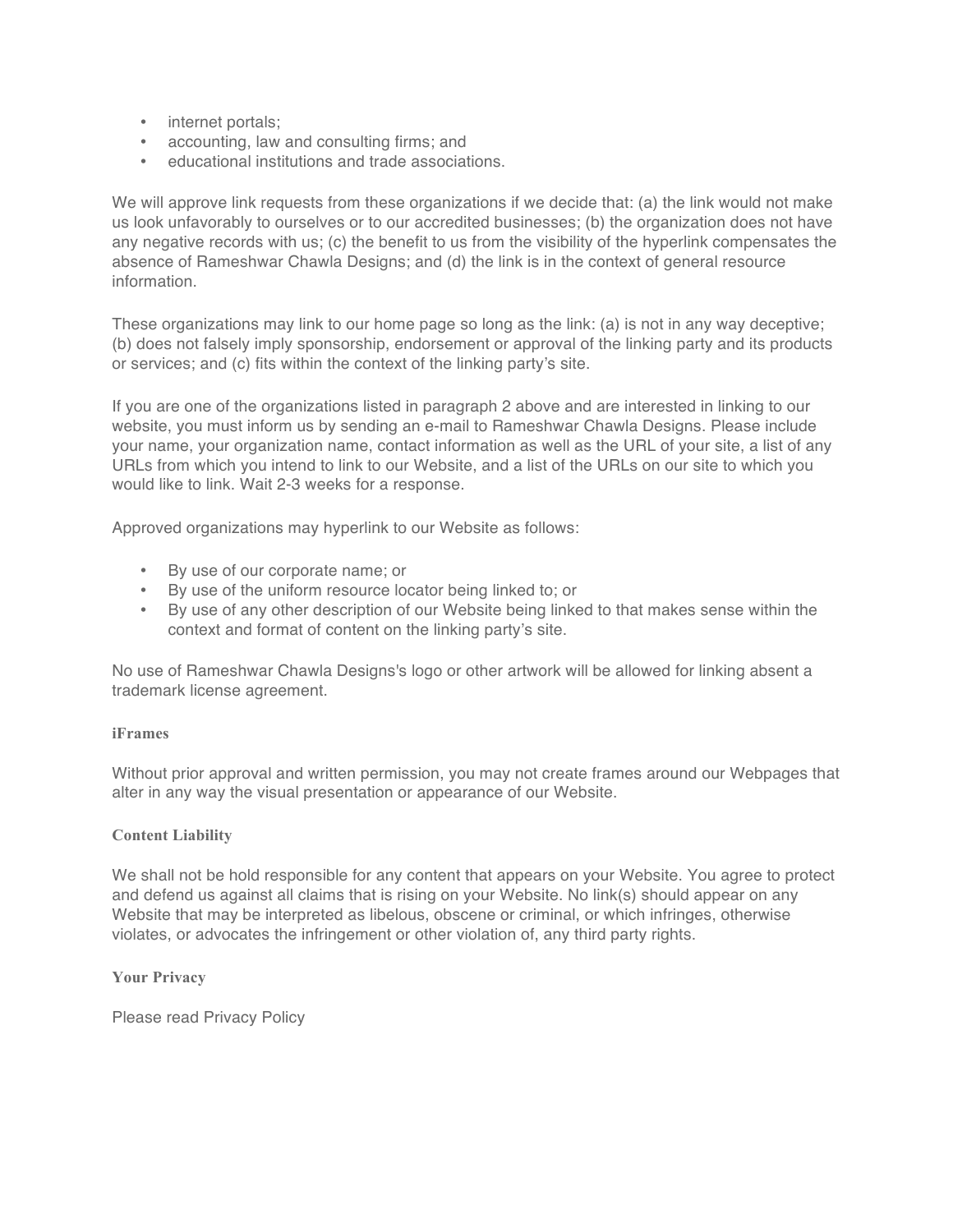- internet portals;
- accounting, law and consulting firms; and
- educational institutions and trade associations.

We will approve link requests from these organizations if we decide that: (a) the link would not make us look unfavorably to ourselves or to our accredited businesses; (b) the organization does not have any negative records with us; (c) the benefit to us from the visibility of the hyperlink compensates the absence of Rameshwar Chawla Designs; and (d) the link is in the context of general resource information.

These organizations may link to our home page so long as the link: (a) is not in any way deceptive; (b) does not falsely imply sponsorship, endorsement or approval of the linking party and its products or services; and (c) fits within the context of the linking party's site.

If you are one of the organizations listed in paragraph 2 above and are interested in linking to our website, you must inform us by sending an e-mail to Rameshwar Chawla Designs. Please include your name, your organization name, contact information as well as the URL of your site, a list of any URLs from which you intend to link to our Website, and a list of the URLs on our site to which you would like to link. Wait 2-3 weeks for a response.

Approved organizations may hyperlink to our Website as follows:

- By use of our corporate name; or
- By use of the uniform resource locator being linked to; or
- By use of any other description of our Website being linked to that makes sense within the context and format of content on the linking party's site.

No use of Rameshwar Chawla Designs's logo or other artwork will be allowed for linking absent a trademark license agreement.

### iFrames

Without prior approval and written permission, you may not create frames around our Webpages that alter in any way the visual presentation or appearance of our Website.

### Content Liability

We shall not be hold responsible for any content that appears on your Website. You agree to protect and defend us against all claims that is rising on your Website. No link(s) should appear on any Website that may be interpreted as libelous, obscene or criminal, or which infringes, otherwise violates, or advocates the infringement or other violation of, any third party rights.

### Your Privacy

Please read Privacy Policy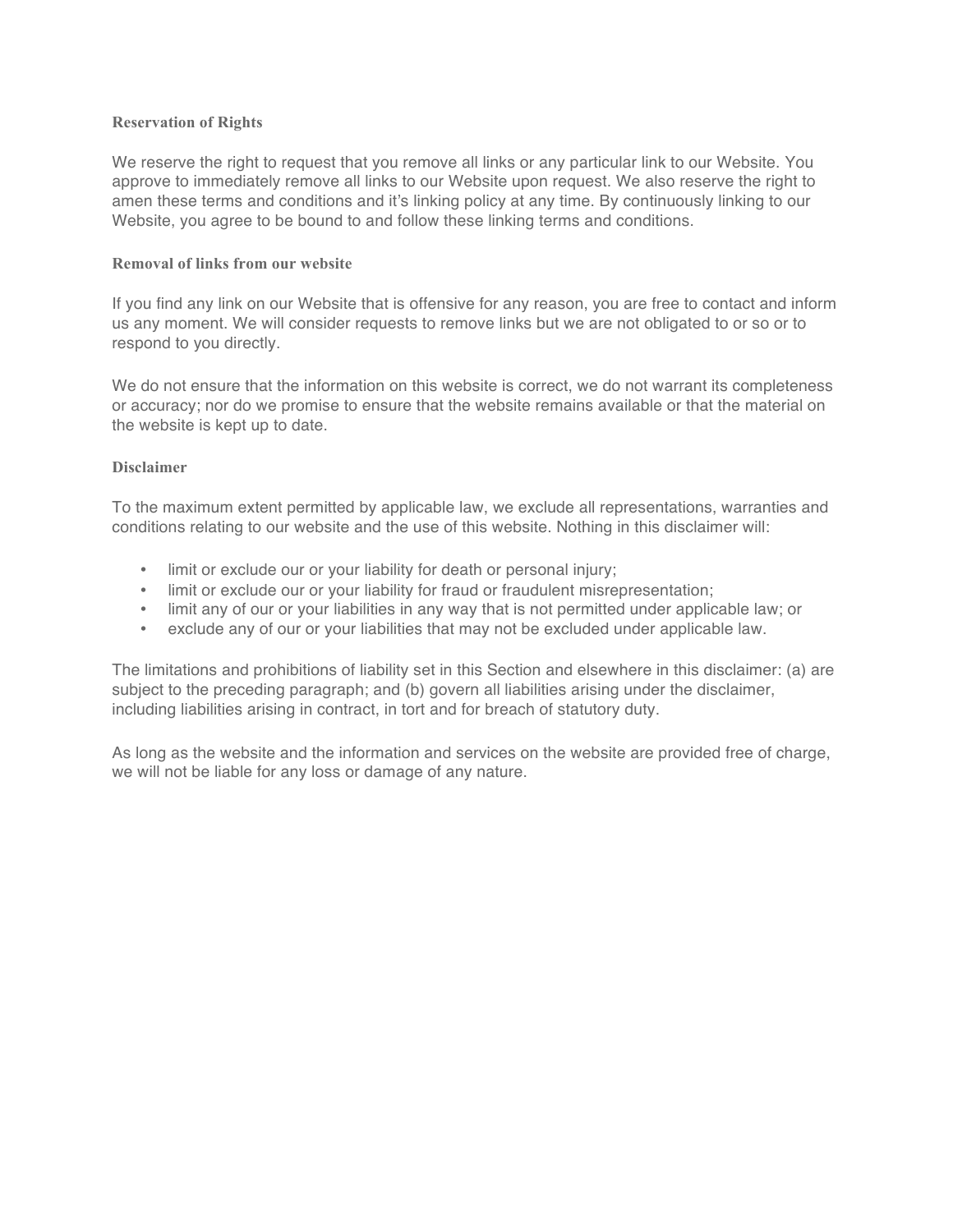**Reservation of Rights**

We reserve the right to request that you remove all links or any particular link to our Website. You approve to immediately remove all links to our Website upon request. We also reserve the right to amen these terms and conditions and it's linking policy at any time. By continuously linking to our Website, you agree to be bound to and follow these linking terms and conditions.

**Removal of links from our website**

If you find any link on our Website that is offensive for any reason, you are free to contact and inform us any moment. We will consider requests to remove links but we are not obligated to or so or to respond to you directly.

We do not ensure that the information on this website is correct, we do not warrant its completeness or accuracy; nor do we promise to ensure that the website remains available or that the material on the website is kept up to date.

**Disclaimer**

To the maximum extent permitted by applicable law, we exclude all representations, warranties and conditions relating to our website and the use of this website. Nothing in this disclaimer will:

- limit or exclude our or your liability for death or personal injury;
- limit or exclude our or your liability for fraud or fraudulent misrepresentation;
- limit any of our or your liabilities in any way that is not permitted under applicable law; or
- exclude any of our or your liabilities that may not be excluded under applicable law.

The limitations and prohibitions of liability set in this Section and elsewhere in this disclaimer: (a) are subject to the preceding paragraph; and (b) govern all liabilities arising under the disclaimer, including liabilities arising in contract, in tort and for breach of statutory duty.

As long as the website and the information and services on the website are provided free of charge, we will not be liable for any loss or damage of any nature.